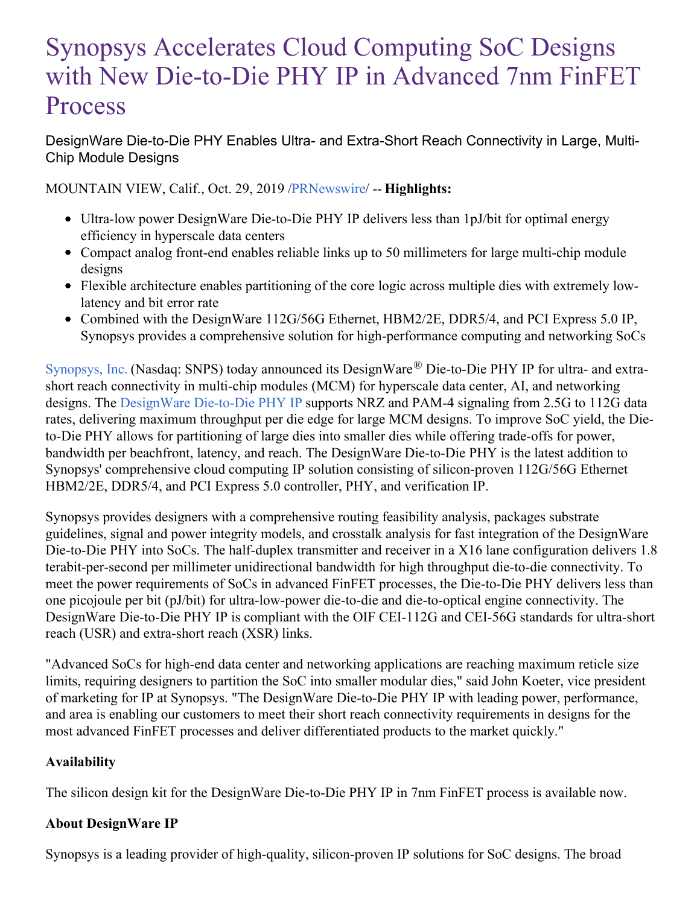# Synopsys Accelerates Cloud Computing SoC Designs with New Die-to-Die PHY IP in Advanced 7nm FinFET Process

DesignWare Die-to-Die PHY Enables Ultra- and Extra-Short Reach Connectivity in Large, Multi-Chip Module Designs

MOUNTAIN VIEW, Calif., Oct. 29, 2019 /PRNewswire/ -- **Highlights:**

- Ultra-low power DesignWare Die-to-Die PHY IP delivers less than 1pJ/bit for optimal energy efficiency in hyperscale data centers
- Compact analog front-end enables reliable links up to 50 millimeters for large multi-chip module designs
- Flexible architecture enables partitioning of the core logic across multiple dies with extremely low-latency and bit error rate
- Combined with the DesignWare 112G/56G Ethernet, HBM2/2E, DDR5/4, and PCI Express 5.0 IP, Synopsys provides a comprehensive solution for high-performance computing and networking SoCs

Synopsys, Inc. (Nasdaq: SNPS) today announced its DesignWare® Die-to-Die PHY IP for ultra- and extra-short reach connectivity in multi-chip modules (MCM) for hyperscale data center, AI, and networking designs. The DesignWare Die-to-Die PHY IP supports NRZ and PAM-4 signaling from 2.5G to 112G data rates, delivering maximum throughput per die edge for large MCM designs. To improve SoC yield, the Die-to-Die PHY allows for partitioning of large dies into smaller dies while offering trade-offs for power, bandwidth per beachfront, latency, and reach. The DesignWare Die-to-Die PHY is the latest addition to Synopsys' comprehensive cloud computing IP solution consisting of silicon-proven 112G/56G Ethernet HBM2/2E, DDR5/4, and PCI Express 5.0 controller, PHY, and verification IP.

Synopsys provides designers with a comprehensive routing feasibility analysis, packages substrate guidelines, signal and power integrity models, and crosstalk analysis for fast integration of the DesignWare Die-to-Die PHY into SoCs. The half-duplex transmitter and receiver in a X16 lane configuration delivers 1.8 terabit-per-second per millimeter unidirectional bandwidth for high throughput die-to-die connectivity. To meet the power requirements of SoCs in advanced FinFET processes, the Die-to-Die PHY delivers less than one picojoule per bit (pJ/bit) for ultra-low-power die-to-die and die-to-optical engine connectivity. The DesignWare Die-to-Die PHY IP is compliant with the OIF CEI-112G and CEI-56G standards for ultra-short reach (USR) and extra-short reach (XSR) links.

"Advanced SoCs for high-end data center and networking applications are reaching maximum reticle size limits, requiring designers to partition the SoC into smaller modular dies," said John Koeter, vice president of marketing for IP at Synopsys. "The DesignWare Die-to-Die PHY IP with leading power, performance, and area is enabling our customers to meet their short reach connectivity requirements in designs for the most advanced FinFET processes and deliver differentiated products to the market quickly."

**Availability**

The silicon design kit for the DesignWare Die-to-Die PHY IP in 7nm FinFET process is available now.

**About DesignWare IP**

Synopsys is a leading provider of high-quality, silicon-proven IP solutions for SoC designs. The broad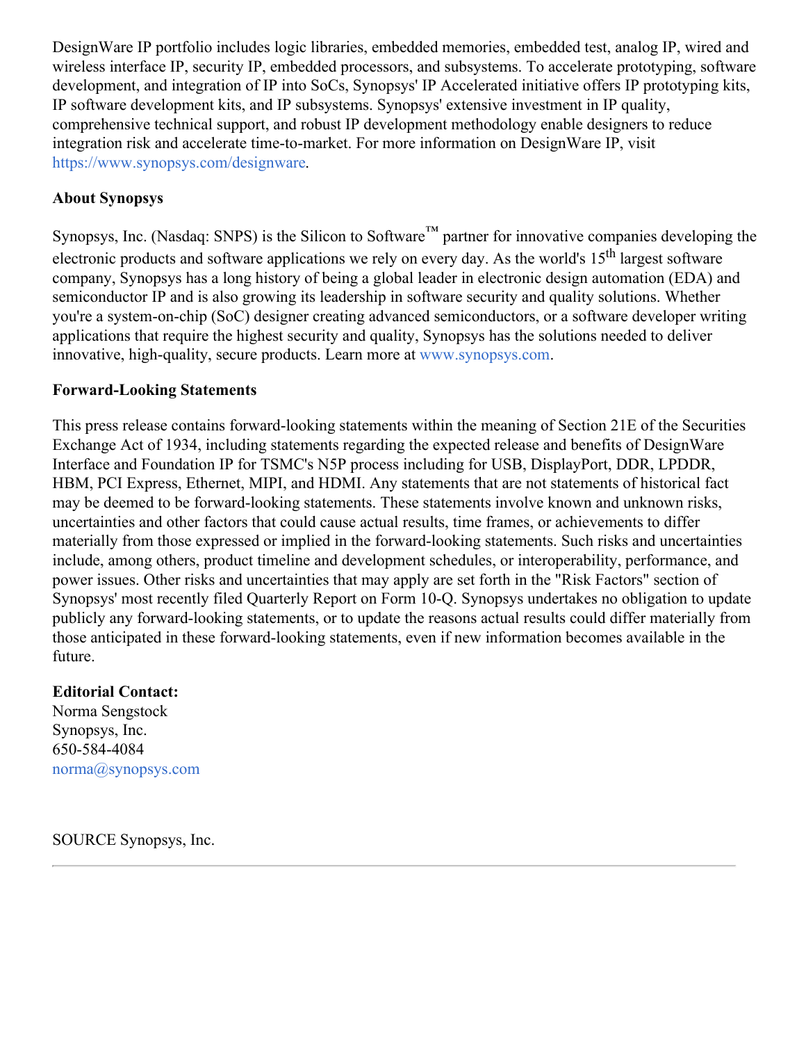DesignWare IP portfolio includes logic libraries, embedded memories, embedded test, analog IP, wired and wireless interface IP, security IP, embedded processors, and subsystems. To accelerate prototyping, software development, and integration of IP into SoCs, Synopsys' IP Accelerated initiative offers IP prototyping kits, IP software development kits, and IP subsystems. Synopsys' extensive investment in IP quality, comprehensive technical support, and robust IP development methodology enable designers to reduce integration risk and accelerate time-to-market. For more information on DesignWare IP, visit https://www.synopsys.com/designware.

**About Synopsys**

Synopsys, Inc. (Nasdaq: SNPS) is the Silicon to Software™ partner for innovative companies developing the electronic products and software applications we rely on every day. As the world's 15th largest software company, Synopsys has a long history of being a global leader in electronic design automation (EDA) and semiconductor IP and is also growing its leadership in software security and quality solutions. Whether you're a system-on-chip (SoC) designer creating advanced semiconductors, or a software developer writing applications that require the highest security and quality, Synopsys has the solutions needed to deliver innovative, high-quality, secure products. Learn more at www.synopsys.com.

**Forward-Looking Statements**

This press release contains forward-looking statements within the meaning of Section 21E of the Securities Exchange Act of 1934, including statements regarding the expected release and benefits of DesignWare Interface and Foundation IP for TSMC's N5P process including for USB, DisplayPort, DDR, LPDDR, HBM, PCI Express, Ethernet, MIPI, and HDMI. Any statements that are not statements of historical fact may be deemed to be forward-looking statements. These statements involve known and unknown risks, uncertainties and other factors that could cause actual results, time frames, or achievements to differ materially from those expressed or implied in the forward-looking statements. Such risks and uncertainties include, among others, product timeline and development schedules, or interoperability, performance, and power issues. Other risks and uncertainties that may apply are set forth in the "Risk Factors" section of Synopsys' most recently filed Quarterly Report on Form 10-Q. Synopsys undertakes no obligation to update publicly any forward-looking statements, or to update the reasons actual results could differ materially from those anticipated in these forward-looking statements, even if new information becomes available in the future.

**Editorial Contact:**
Norma Sengstock
Synopsys, Inc.
650-584-4084
norma@synopsys.com

SOURCE Synopsys, Inc.